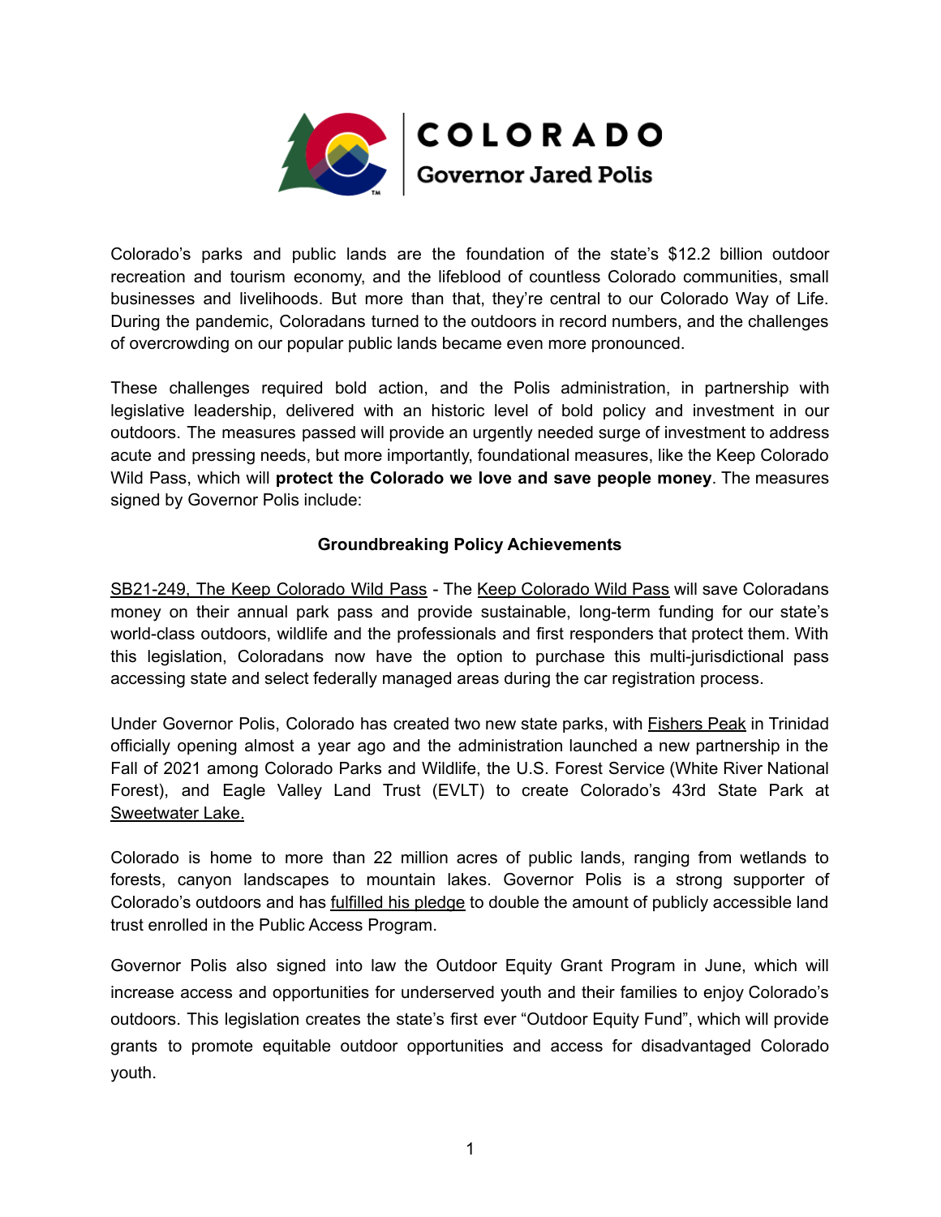COLORADO

Governor Jared Polis

Colorado's parks and public lands are the foundation of the state's $12.2 billion outdoor recreation and tourism economy, and the lifeblood of countless Colorado communities, small businesses and livelihoods. But more than that, they're central to our Colorado Way of Life. During the pandemic, Coloradans turned to the outdoors in record numbers, and the challenges of overcrowding on our popular public lands became even more pronounced.

These challenges required bold action, and the Polis administration, in partnership with legislative leadership, delivered with an historic level of bold policy and investment in our outdoors. The measures passed will provide an urgently needed surge of investment to address acute and pressing needs, but more importantly, foundational measures, like the Keep Colorado Wild Pass, which will **protect the Colorado we love and save people money**. The measures signed by Governor Polis include:

## Groundbreaking Policy Achievements

SB21-249, The Keep Colorado Wild Pass - The Keep Colorado Wild Pass will save Coloradans money on their annual park pass and provide sustainable, long-term funding for our state's world-class outdoors, wildlife and the professionals and first responders that protect them. With this legislation, Coloradans now have the option to purchase this multi-jurisdictional pass accessing state and select federally managed areas during the car registration process.

Under Governor Polis, Colorado has created two new state parks, with Fishers Peak in Trinidad officially opening almost a year ago and the administration launched a new partnership in the Fall of 2021 among Colorado Parks and Wildlife, the U.S. Forest Service (White River National Forest), and Eagle Valley Land Trust (EVLT) to create Colorado's 43rd State Park at Sweetwater Lake.

Colorado is home to more than 22 million acres of public lands, ranging from wetlands to forests, canyon landscapes to mountain lakes. Governor Polis is a strong supporter of Colorado's outdoors and has fulfilled his pledge to double the amount of publicly accessible land trust enrolled in the Public Access Program.

Governor Polis also signed into law the Outdoor Equity Grant Program in June, which will increase access and opportunities for underserved youth and their families to enjoy Colorado's outdoors. This legislation creates the state's first ever "Outdoor Equity Fund", which will provide grants to promote equitable outdoor opportunities and access for disadvantaged Colorado youth.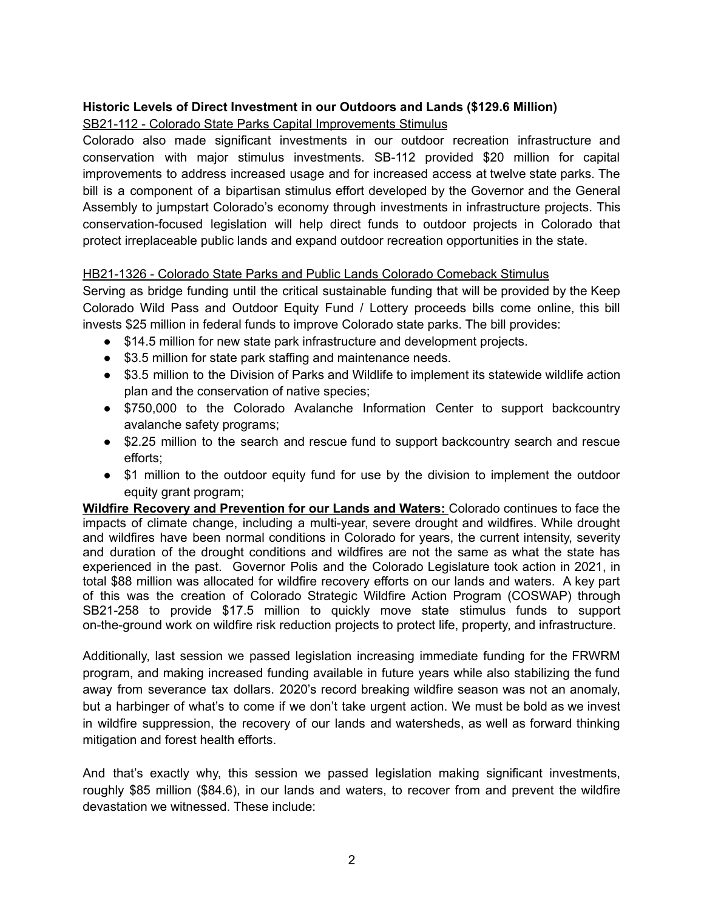**Historic Levels of Direct Investment in our Outdoors and Lands ($129.6 Million)**

<u>SB21-112 - Colorado State Parks Capital Improvements Stimulus</u>

Colorado also made significant investments in our outdoor recreation infrastructure and conservation with major stimulus investments. SB-112 provided $20 million for capital improvements to address increased usage and for increased access at twelve state parks. The bill is a component of a bipartisan stimulus effort developed by the Governor and the General Assembly to jumpstart Colorado's economy through investments in infrastructure projects. This conservation-focused legislation will help direct funds to outdoor projects in Colorado that protect irreplaceable public lands and expand outdoor recreation opportunities in the state.

<u>HB21-1326 - Colorado State Parks and Public Lands Colorado Comeback Stimulus</u>

Serving as bridge funding until the critical sustainable funding that will be provided by the Keep Colorado Wild Pass and Outdoor Equity Fund / Lottery proceeds bills come online, this bill invests $25 million in federal funds to improve Colorado state parks. The bill provides:

- $14.5 million for new state park infrastructure and development projects.
- $3.5 million for state park staffing and maintenance needs.
- $3.5 million to the Division of Parks and Wildlife to implement its statewide wildlife action plan and the conservation of native species;
- $750,000 to the Colorado Avalanche Information Center to support backcountry avalanche safety programs;
- $2.25 million to the search and rescue fund to support backcountry search and rescue efforts;
- $1 million to the outdoor equity fund for use by the division to implement the outdoor equity grant program;

**<u>Wildfire Recovery and Prevention for our Lands and Waters:</u>** Colorado continues to face the impacts of climate change, including a multi-year, severe drought and wildfires. While drought and wildfires have been normal conditions in Colorado for years, the current intensity, severity and duration of the drought conditions and wildfires are not the same as what the state has experienced in the past. Governor Polis and the Colorado Legislature took action in 2021, in total $88 million was allocated for wildfire recovery efforts on our lands and waters. A key part of this was the creation of Colorado Strategic Wildfire Action Program (COSWAP) through SB21-258 to provide $17.5 million to quickly move state stimulus funds to support on-the-ground work on wildfire risk reduction projects to protect life, property, and infrastructure.

Additionally, last session we passed legislation increasing immediate funding for the FRWRM program, and making increased funding available in future years while also stabilizing the fund away from severance tax dollars. 2020's record breaking wildfire season was not an anomaly, but a harbinger of what's to come if we don't take urgent action. We must be bold as we invest in wildfire suppression, the recovery of our lands and watersheds, as well as forward thinking mitigation and forest health efforts.

And that's exactly why, this session we passed legislation making significant investments, roughly $85 million ($84.6), in our lands and waters, to recover from and prevent the wildfire devastation we witnessed. These include: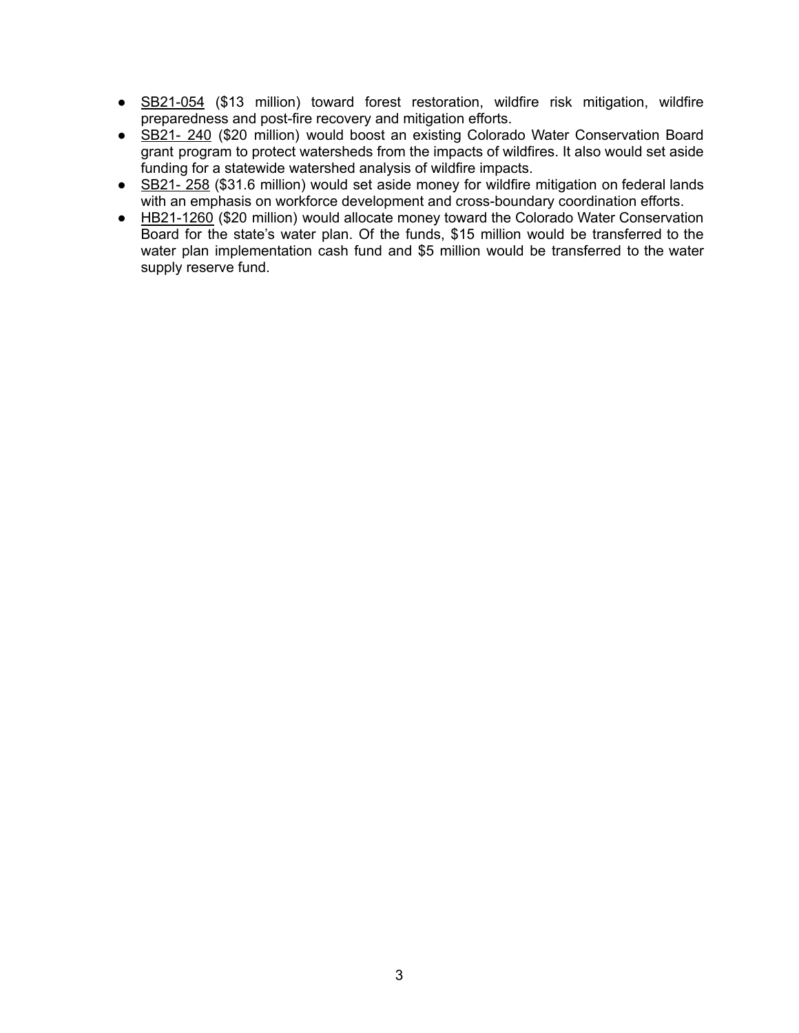- SB21-054 ($13 million) toward forest restoration, wildfire risk mitigation, wildfire preparedness and post-fire recovery and mitigation efforts.
- SB21- 240 ($20 million) would boost an existing Colorado Water Conservation Board grant program to protect watersheds from the impacts of wildfires. It also would set aside funding for a statewide watershed analysis of wildfire impacts.
- SB21- 258 ($31.6 million) would set aside money for wildfire mitigation on federal lands with an emphasis on workforce development and cross-boundary coordination efforts.
- HB21-1260 ($20 million) would allocate money toward the Colorado Water Conservation Board for the state's water plan. Of the funds, $15 million would be transferred to the water plan implementation cash fund and $5 million would be transferred to the water supply reserve fund.